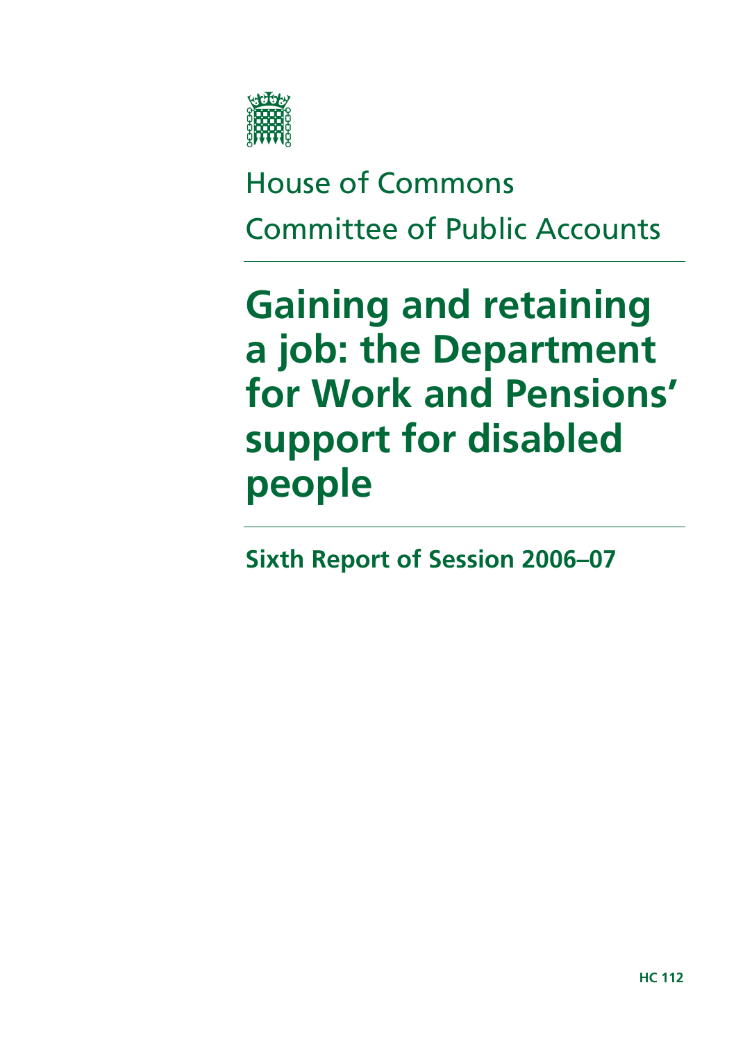House of Commons

Committee of Public Accounts

# Gaining and retaining a job: the Department for Work and Pensions' support for disabled people

## Sixth Report of Session 2006–07

HC 112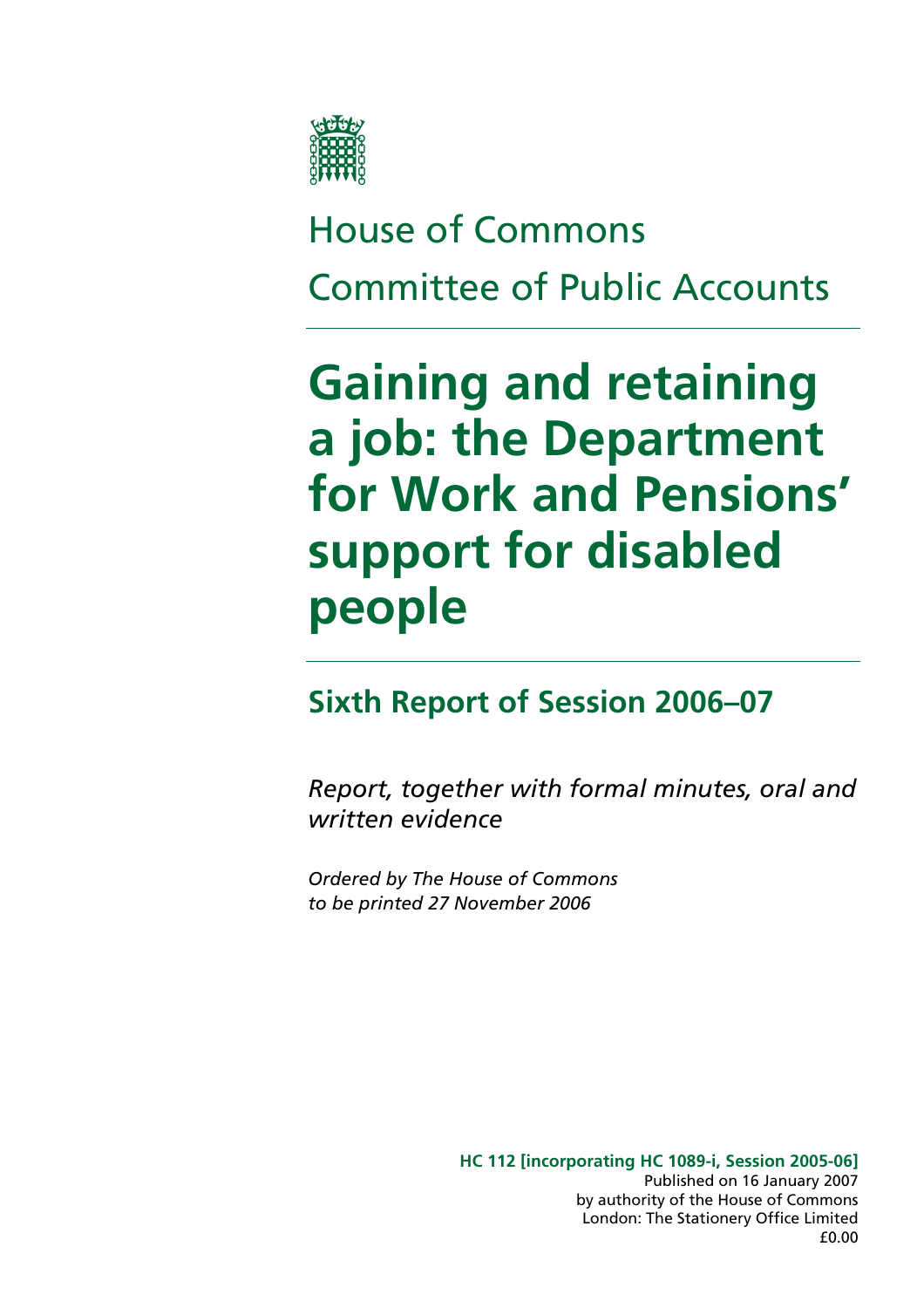House of Commons

Committee of Public Accounts

# Gaining and retaining a job: the Department for Work and Pensions' support for disabled people

## Sixth Report of Session 2006–07

*Report, together with formal minutes, oral and written evidence*

*Ordered by The House of Commons to be printed 27 November 2006*

**HC 112 [incorporating HC 1089-i, Session 2005-06]**
Published on 16 January 2007
by authority of the House of Commons
London: The Stationery Office Limited
£0.00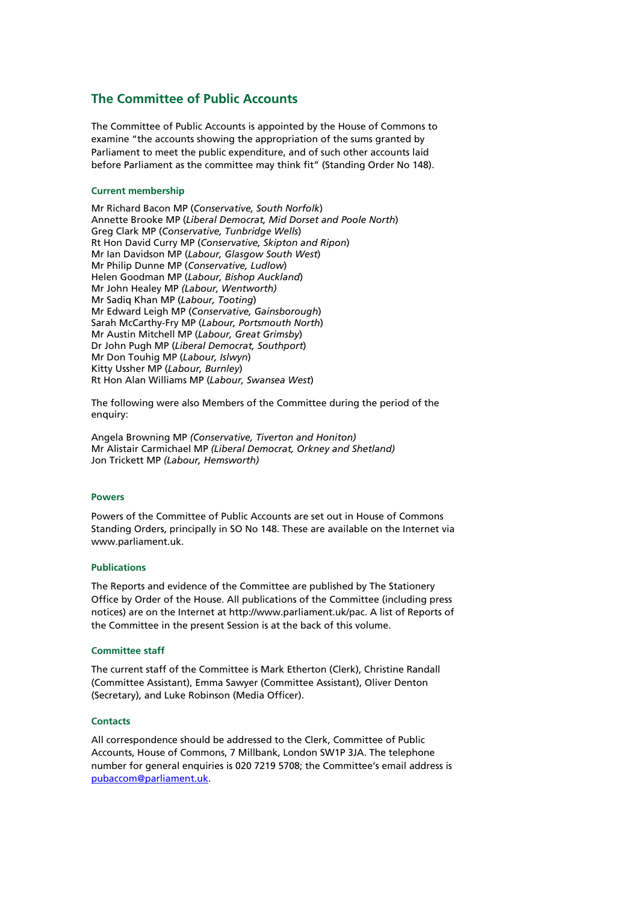## The Committee of Public Accounts

The Committee of Public Accounts is appointed by the House of Commons to examine "the accounts showing the appropriation of the sums granted by Parliament to meet the public expenditure, and of such other accounts laid before Parliament as the committee may think fit" (Standing Order No 148).

### Current membership

Mr Richard Bacon MP (*Conservative, South Norfolk*)
Annette Brooke MP (*Liberal Democrat, Mid Dorset and Poole North*)
Greg Clark MP (*Conservative, Tunbridge Wells*)
Rt Hon David Curry MP (*Conservative, Skipton and Ripon*)
Mr Ian Davidson MP (*Labour, Glasgow South West*)
Mr Philip Dunne MP (*Conservative, Ludlow*)
Helen Goodman MP (*Labour, Bishop Auckland*)
Mr John Healey MP *(Labour, Wentworth)*
Mr Sadiq Khan MP (*Labour, Tooting*)
Mr Edward Leigh MP (*Conservative, Gainsborough*)
Sarah McCarthy-Fry MP (*Labour, Portsmouth North*)
Mr Austin Mitchell MP (*Labour, Great Grimsby*)
Dr John Pugh MP (*Liberal Democrat, Southport*)
Mr Don Touhig MP (*Labour, Islwyn*)
Kitty Ussher MP (*Labour, Burnley*)
Rt Hon Alan Williams MP (*Labour, Swansea West*)

The following were also Members of the Committee during the period of the enquiry:

Angela Browning MP *(Conservative, Tiverton and Honiton)*
Mr Alistair Carmichael MP *(Liberal Democrat, Orkney and Shetland)*
Jon Trickett MP *(Labour, Hemsworth)*

### Powers

Powers of the Committee of Public Accounts are set out in House of Commons Standing Orders, principally in SO No 148. These are available on the Internet via www.parliament.uk.

### Publications

The Reports and evidence of the Committee are published by The Stationery Office by Order of the House. All publications of the Committee (including press notices) are on the Internet at http://www.parliament.uk/pac. A list of Reports of the Committee in the present Session is at the back of this volume.

### Committee staff

The current staff of the Committee is Mark Etherton (Clerk), Christine Randall (Committee Assistant), Emma Sawyer (Committee Assistant), Oliver Denton (Secretary), and Luke Robinson (Media Officer).

### Contacts

All correspondence should be addressed to the Clerk, Committee of Public Accounts, House of Commons, 7 Millbank, London SW1P 3JA. The telephone number for general enquiries is 020 7219 5708; the Committee's email address is pubaccom@parliament.uk.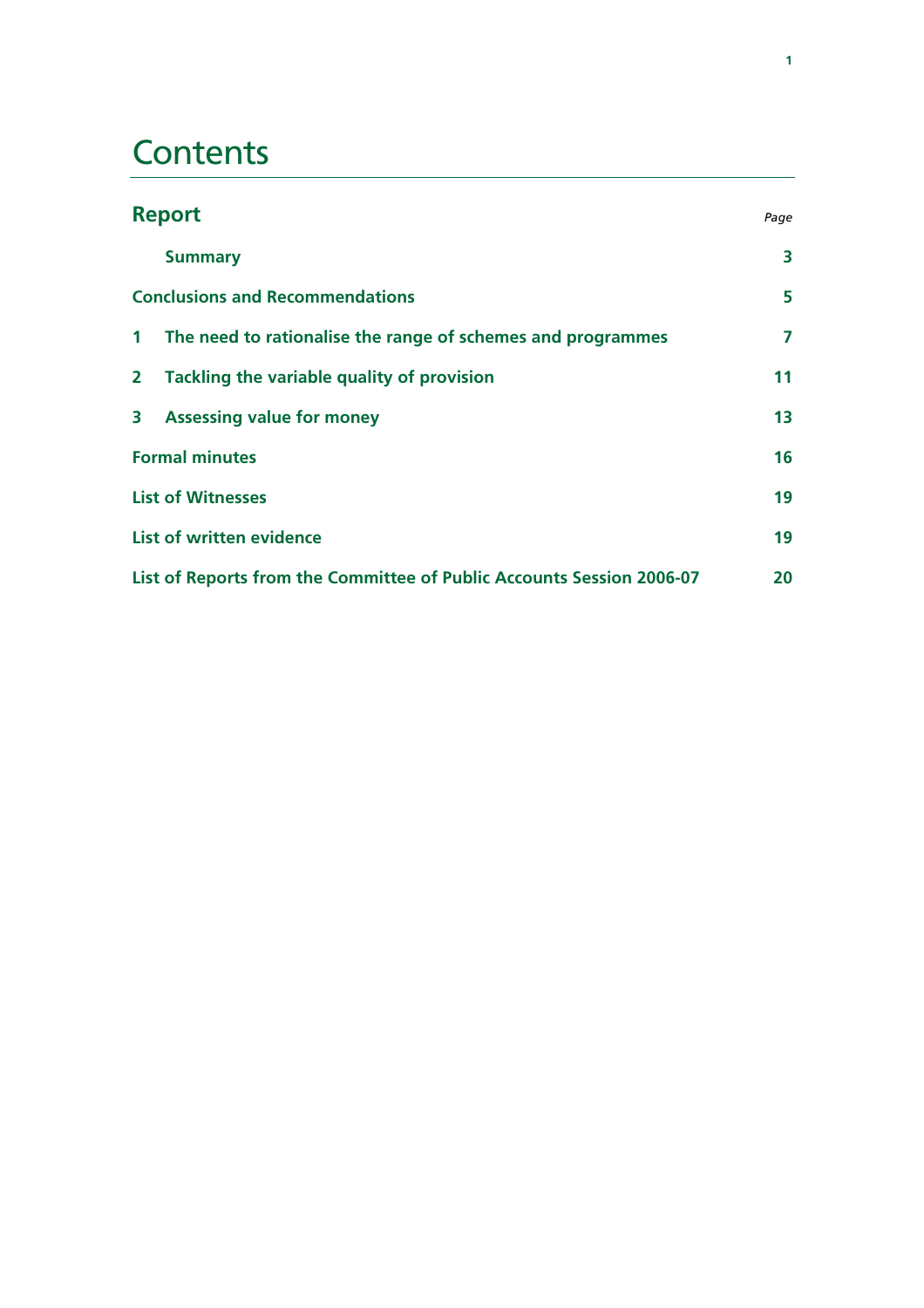# Contents

| **Report** | *Page* |
|---|---|
| **Summary** | **3** |
| **Conclusions and Recommendations** | **5** |
| **1 The need to rationalise the range of schemes and programmes** | **7** |
| **2 Tackling the variable quality of provision** | **11** |
| **3 Assessing value for money** | **13** |
| **Formal minutes** | **16** |
| **List of Witnesses** | **19** |
| **List of written evidence** | **19** |
| **List of Reports from the Committee of Public Accounts Session 2006-07** | **20** |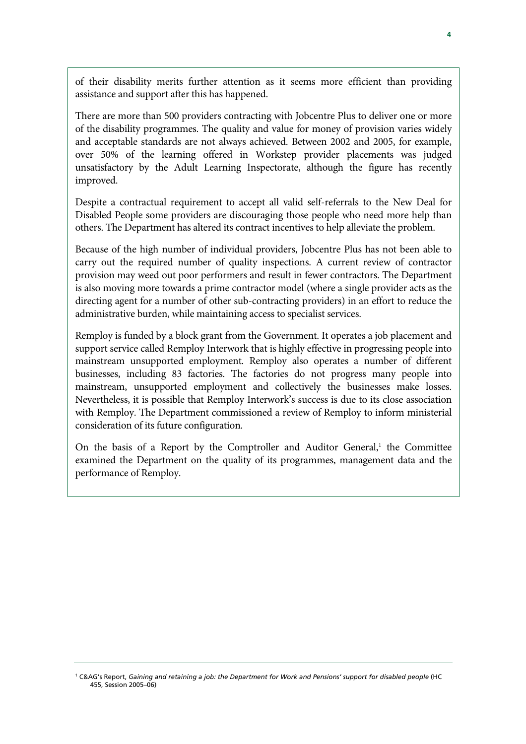of their disability merits further attention as it seems more efficient than providing assistance and support after this has happened.

There are more than 500 providers contracting with Jobcentre Plus to deliver one or more of the disability programmes. The quality and value for money of provision varies widely and acceptable standards are not always achieved. Between 2002 and 2005, for example, over 50% of the learning offered in Workstep provider placements was judged unsatisfactory by the Adult Learning Inspectorate, although the figure has recently improved.

Despite a contractual requirement to accept all valid self-referrals to the New Deal for Disabled People some providers are discouraging those people who need more help than others. The Department has altered its contract incentives to help alleviate the problem.

Because of the high number of individual providers, Jobcentre Plus has not been able to carry out the required number of quality inspections. A current review of contractor provision may weed out poor performers and result in fewer contractors. The Department is also moving more towards a prime contractor model (where a single provider acts as the directing agent for a number of other sub-contracting providers) in an effort to reduce the administrative burden, while maintaining access to specialist services.

Remploy is funded by a block grant from the Government. It operates a job placement and support service called Remploy Interwork that is highly effective in progressing people into mainstream unsupported employment. Remploy also operates a number of different businesses, including 83 factories. The factories do not progress many people into mainstream, unsupported employment and collectively the businesses make losses. Nevertheless, it is possible that Remploy Interwork's success is due to its close association with Remploy. The Department commissioned a review of Remploy to inform ministerial consideration of its future configuration.

On the basis of a Report by the Comptroller and Auditor General,[1] the Committee examined the Department on the quality of its programmes, management data and the performance of Remploy.

[1] C&AG's Report, *Gaining and retaining a job: the Department for Work and Pensions' support for disabled people* (HC 455, Session 2005–06)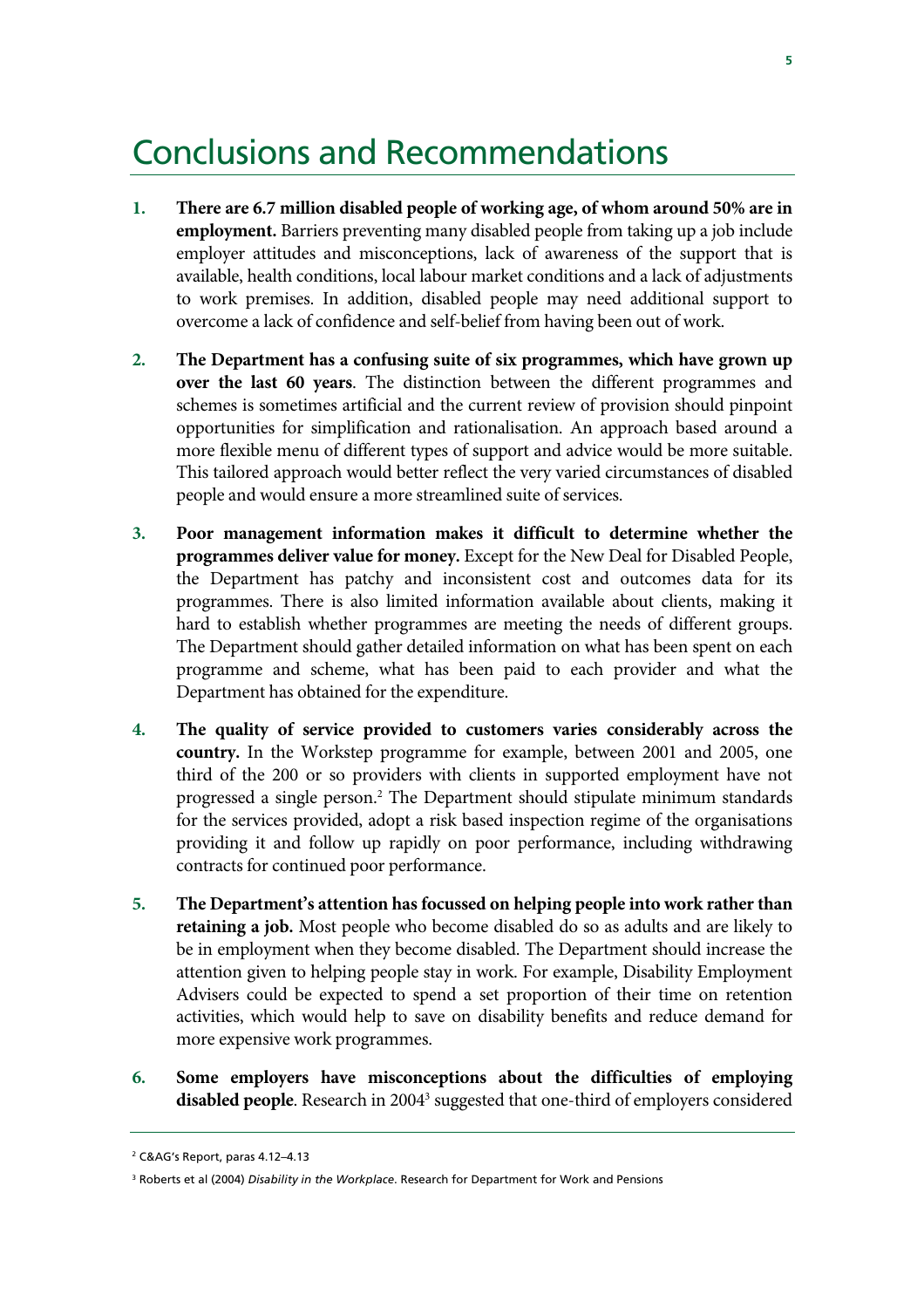# Conclusions and Recommendations

1. **There are 6.7 million disabled people of working age, of whom around 50% are in employment.** Barriers preventing many disabled people from taking up a job include employer attitudes and misconceptions, lack of awareness of the support that is available, health conditions, local labour market conditions and a lack of adjustments to work premises. In addition, disabled people may need additional support to overcome a lack of confidence and self-belief from having been out of work.

2. **The Department has a confusing suite of six programmes, which have grown up over the last 60 years**. The distinction between the different programmes and schemes is sometimes artificial and the current review of provision should pinpoint opportunities for simplification and rationalisation. An approach based around a more flexible menu of different types of support and advice would be more suitable. This tailored approach would better reflect the very varied circumstances of disabled people and would ensure a more streamlined suite of services.

3. **Poor management information makes it difficult to determine whether the programmes deliver value for money.** Except for the New Deal for Disabled People, the Department has patchy and inconsistent cost and outcomes data for its programmes. There is also limited information available about clients, making it hard to establish whether programmes are meeting the needs of different groups. The Department should gather detailed information on what has been spent on each programme and scheme, what has been paid to each provider and what the Department has obtained for the expenditure.

4. **The quality of service provided to customers varies considerably across the country.** In the Workstep programme for example, between 2001 and 2005, one third of the 200 or so providers with clients in supported employment have not progressed a single person.[2] The Department should stipulate minimum standards for the services provided, adopt a risk based inspection regime of the organisations providing it and follow up rapidly on poor performance, including withdrawing contracts for continued poor performance.

5. **The Department's attention has focussed on helping people into work rather than retaining a job.** Most people who become disabled do so as adults and are likely to be in employment when they become disabled. The Department should increase the attention given to helping people stay in work. For example, Disability Employment Advisers could be expected to spend a set proportion of their time on retention activities, which would help to save on disability benefits and reduce demand for more expensive work programmes.

6. **Some employers have misconceptions about the difficulties of employing disabled people**. Research in 2004[3] suggested that one-third of employers considered

---

[2] C&AG's Report, paras 4.12–4.13

[3] Roberts et al (2004) *Disability in the Workplace*. Research for Department for Work and Pensions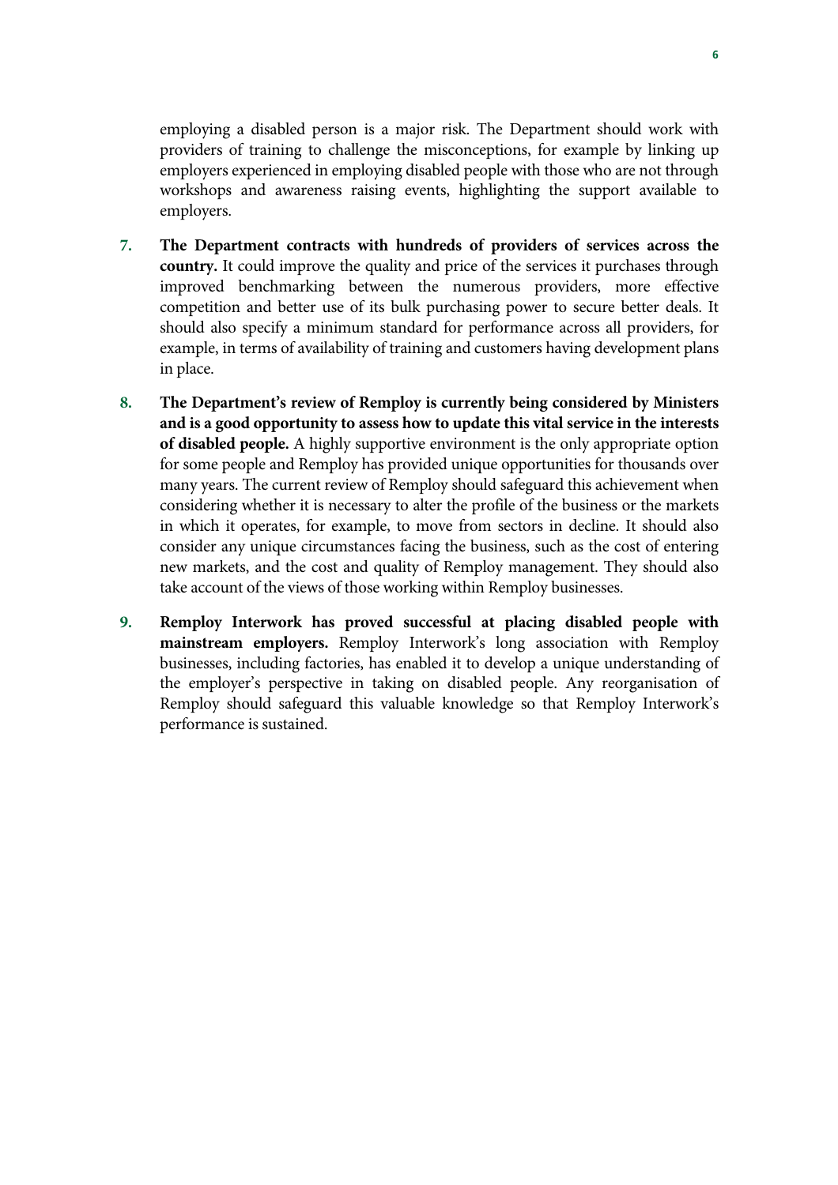employing a disabled person is a major risk. The Department should work with providers of training to challenge the misconceptions, for example by linking up employers experienced in employing disabled people with those who are not through workshops and awareness raising events, highlighting the support available to employers.

7. **The Department contracts with hundreds of providers of services across the country.** It could improve the quality and price of the services it purchases through improved benchmarking between the numerous providers, more effective competition and better use of its bulk purchasing power to secure better deals. It should also specify a minimum standard for performance across all providers, for example, in terms of availability of training and customers having development plans in place.

8. **The Department's review of Remploy is currently being considered by Ministers and is a good opportunity to assess how to update this vital service in the interests of disabled people.** A highly supportive environment is the only appropriate option for some people and Remploy has provided unique opportunities for thousands over many years. The current review of Remploy should safeguard this achievement when considering whether it is necessary to alter the profile of the business or the markets in which it operates, for example, to move from sectors in decline. It should also consider any unique circumstances facing the business, such as the cost of entering new markets, and the cost and quality of Remploy management. They should also take account of the views of those working within Remploy businesses.

9. **Remploy Interwork has proved successful at placing disabled people with mainstream employers.** Remploy Interwork's long association with Remploy businesses, including factories, has enabled it to develop a unique understanding of the employer's perspective in taking on disabled people. Any reorganisation of Remploy should safeguard this valuable knowledge so that Remploy Interwork's performance is sustained.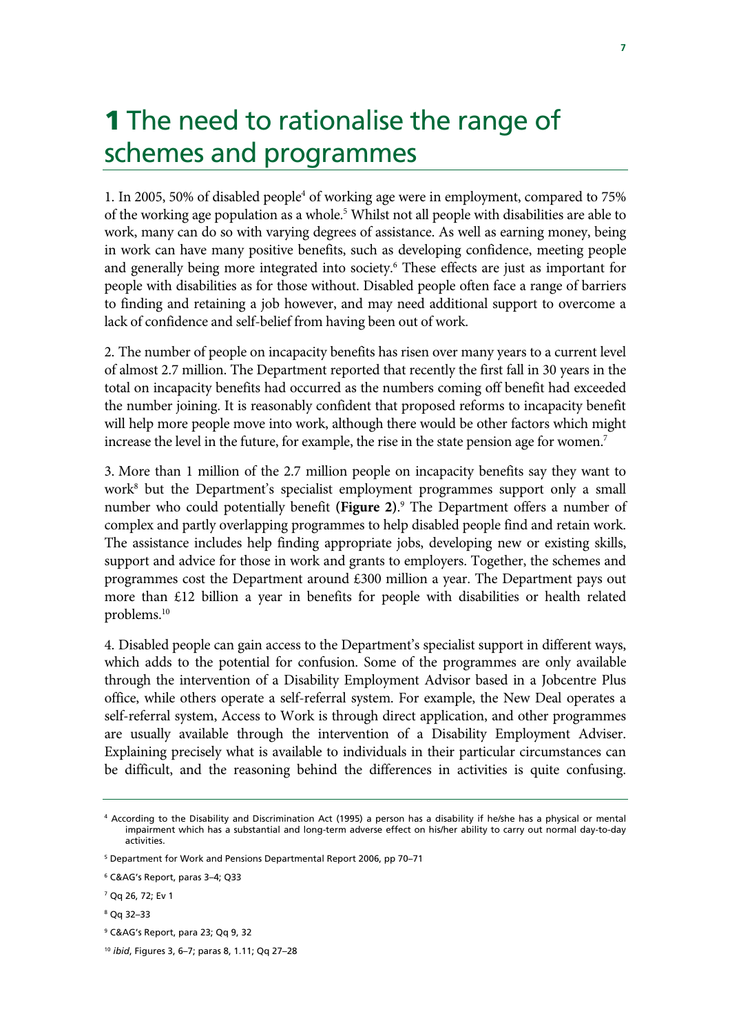# 1 The need to rationalise the range of schemes and programmes

1. In 2005, 50% of disabled people[4] of working age were in employment, compared to 75% of the working age population as a whole.[5] Whilst not all people with disabilities are able to work, many can do so with varying degrees of assistance. As well as earning money, being in work can have many positive benefits, such as developing confidence, meeting people and generally being more integrated into society.[6] These effects are just as important for people with disabilities as for those without. Disabled people often face a range of barriers to finding and retaining a job however, and may need additional support to overcome a lack of confidence and self-belief from having been out of work.

2. The number of people on incapacity benefits has risen over many years to a current level of almost 2.7 million. The Department reported that recently the first fall in 30 years in the total on incapacity benefits had occurred as the numbers coming off benefit had exceeded the number joining. It is reasonably confident that proposed reforms to incapacity benefit will help more people move into work, although there would be other factors which might increase the level in the future, for example, the rise in the state pension age for women.[7]

3. More than 1 million of the 2.7 million people on incapacity benefits say they want to work[8] but the Department's specialist employment programmes support only a small number who could potentially benefit **(Figure 2)**.[9] The Department offers a number of complex and partly overlapping programmes to help disabled people find and retain work. The assistance includes help finding appropriate jobs, developing new or existing skills, support and advice for those in work and grants to employers. Together, the schemes and programmes cost the Department around £300 million a year. The Department pays out more than £12 billion a year in benefits for people with disabilities or health related problems.[10]

4. Disabled people can gain access to the Department's specialist support in different ways, which adds to the potential for confusion. Some of the programmes are only available through the intervention of a Disability Employment Advisor based in a Jobcentre Plus office, while others operate a self-referral system. For example, the New Deal operates a self-referral system, Access to Work is through direct application, and other programmes are usually available through the intervention of a Disability Employment Adviser. Explaining precisely what is available to individuals in their particular circumstances can be difficult, and the reasoning behind the differences in activities is quite confusing.

---

[4] According to the Disability and Discrimination Act (1995) a person has a disability if he/she has a physical or mental impairment which has a substantial and long-term adverse effect on his/her ability to carry out normal day-to-day activities.

[5] Department for Work and Pensions Departmental Report 2006, pp 70–71

[6] C&AG's Report, paras 3–4; Q33

[7] Qq 26, 72; Ev 1

[8] Qq 32–33

[9] C&AG's Report, para 23; Qq 9, 32

[10] *ibid*, Figures 3, 6–7; paras 8, 1.11; Qq 27–28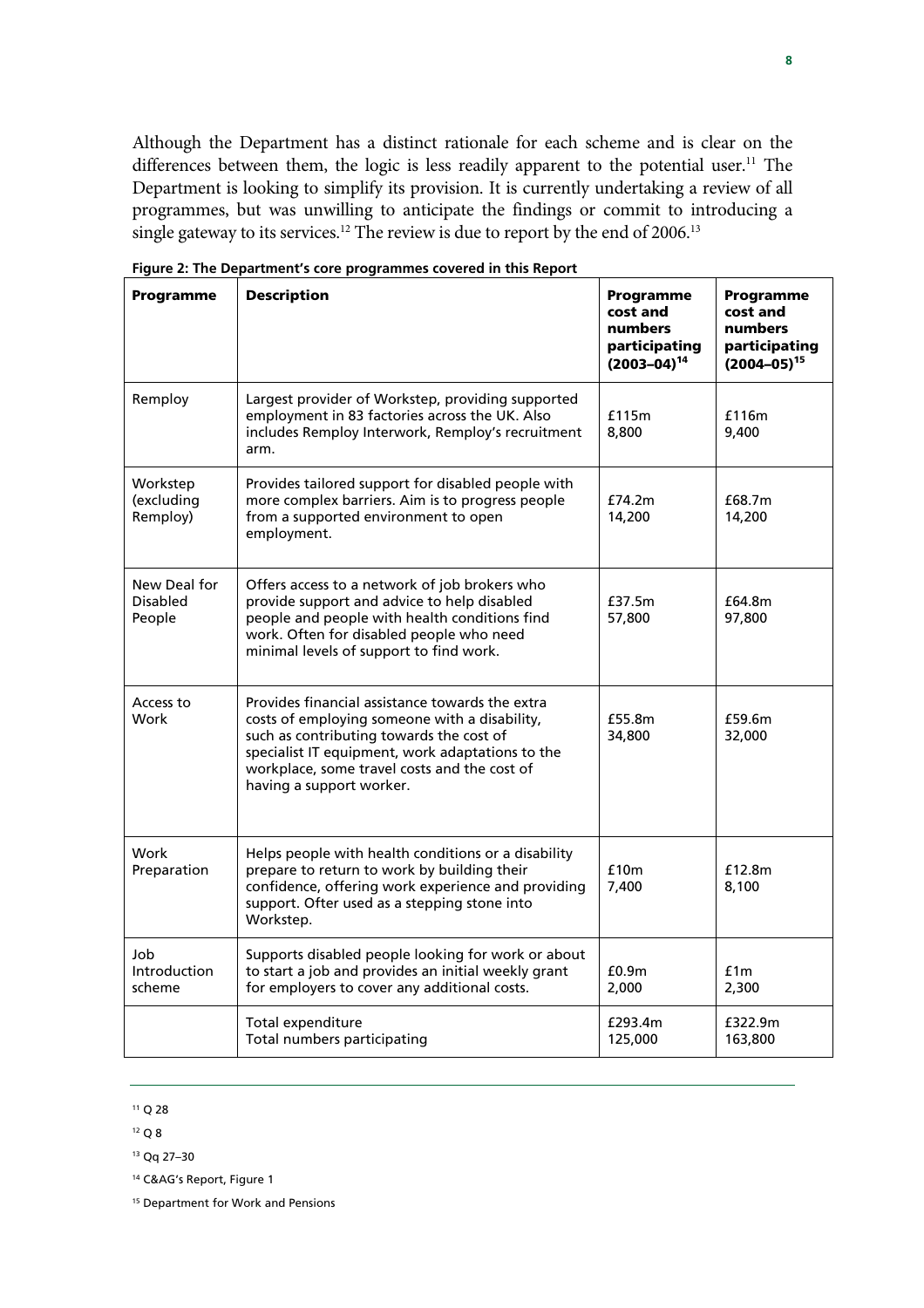Although the Department has a distinct rationale for each scheme and is clear on the differences between them, the logic is less readily apparent to the potential user.[11] The Department is looking to simplify its provision. It is currently undertaking a review of all programmes, but was unwilling to anticipate the findings or commit to introducing a single gateway to its services.[12] The review is due to report by the end of 2006.[13]

**Figure 2: The Department's core programmes covered in this Report**

| Programme | Description | Programme cost and numbers participating (2003–04)[14] | Programme cost and numbers participating (2004–05)[15] |
|---|---|---|---|
| Remploy | Largest provider of Workstep, providing supported employment in 83 factories across the UK. Also includes Remploy Interwork, Remploy's recruitment arm. | £115m 8,800 | £116m 9,400 |
| Workstep (excluding Remploy) | Provides tailored support for disabled people with more complex barriers. Aim is to progress people from a supported environment to open employment. | £74.2m 14,200 | £68.7m 14,200 |
| New Deal for Disabled People | Offers access to a network of job brokers who provide support and advice to help disabled people and people with health conditions find work. Often for disabled people who need minimal levels of support to find work. | £37.5m 57,800 | £64.8m 97,800 |
| Access to Work | Provides financial assistance towards the extra costs of employing someone with a disability, such as contributing towards the cost of specialist IT equipment, work adaptations to the workplace, some travel costs and the cost of having a support worker. | £55.8m 34,800 | £59.6m 32,000 |
| Work Preparation | Helps people with health conditions or a disability prepare to return to work by building their confidence, offering work experience and providing support. Ofter used as a stepping stone into Workstep. | £10m 7,400 | £12.8m 8,100 |
| Job Introduction scheme | Supports disabled people looking for work or about to start a job and provides an initial weekly grant for employers to cover any additional costs. | £0.9m 2,000 | £1m 2,300 |
| | Total expenditure Total numbers participating | £293.4m 125,000 | £322.9m 163,800 |

[11] Q 28

[12] Q 8

[13] Qq 27–30

[14] C&AG's Report, Figure 1

[15] Department for Work and Pensions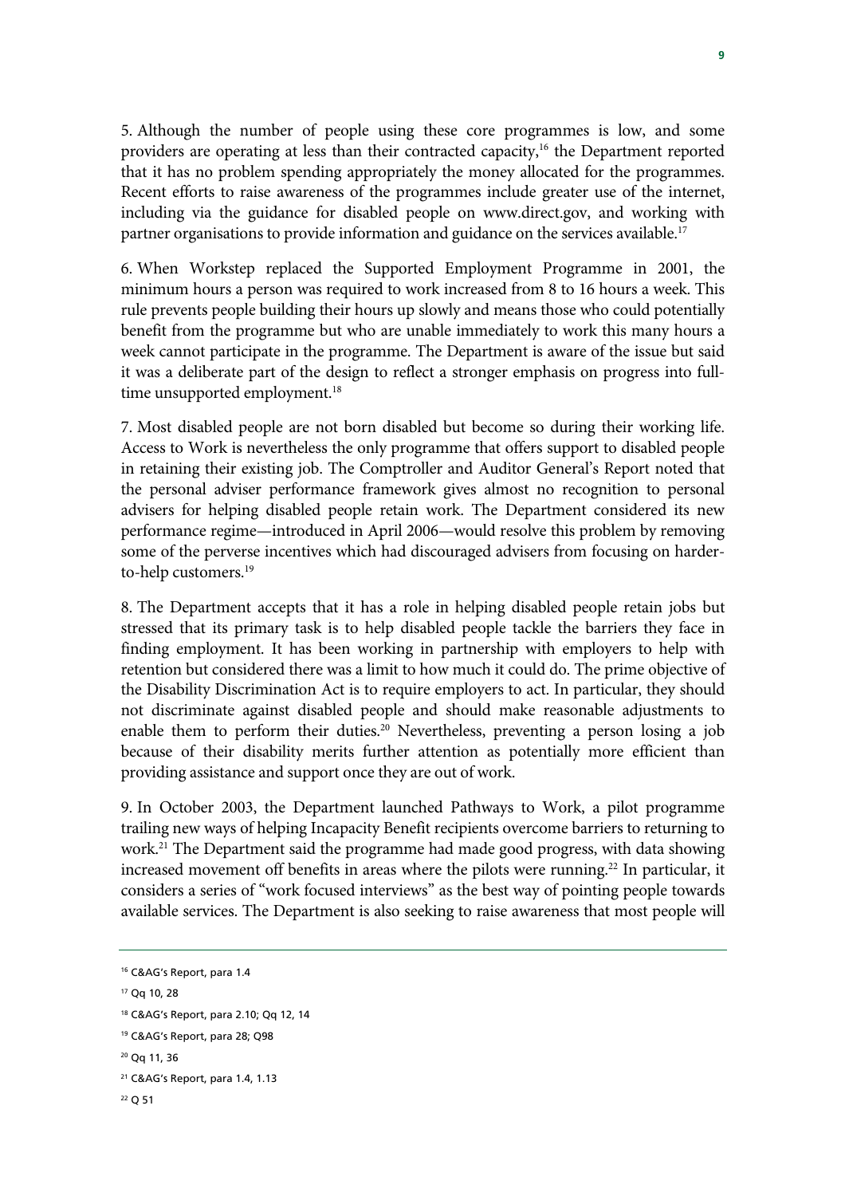5. Although the number of people using these core programmes is low, and some providers are operating at less than their contracted capacity,[16] the Department reported that it has no problem spending appropriately the money allocated for the programmes. Recent efforts to raise awareness of the programmes include greater use of the internet, including via the guidance for disabled people on www.direct.gov, and working with partner organisations to provide information and guidance on the services available.[17]

6. When Workstep replaced the Supported Employment Programme in 2001, the minimum hours a person was required to work increased from 8 to 16 hours a week. This rule prevents people building their hours up slowly and means those who could potentially benefit from the programme but who are unable immediately to work this many hours a week cannot participate in the programme. The Department is aware of the issue but said it was a deliberate part of the design to reflect a stronger emphasis on progress into full-time unsupported employment.[18]

7. Most disabled people are not born disabled but become so during their working life. Access to Work is nevertheless the only programme that offers support to disabled people in retaining their existing job. The Comptroller and Auditor General's Report noted that the personal adviser performance framework gives almost no recognition to personal advisers for helping disabled people retain work. The Department considered its new performance regime—introduced in April 2006—would resolve this problem by removing some of the perverse incentives which had discouraged advisers from focusing on harder-to-help customers.[19]

8. The Department accepts that it has a role in helping disabled people retain jobs but stressed that its primary task is to help disabled people tackle the barriers they face in finding employment. It has been working in partnership with employers to help with retention but considered there was a limit to how much it could do. The prime objective of the Disability Discrimination Act is to require employers to act. In particular, they should not discriminate against disabled people and should make reasonable adjustments to enable them to perform their duties.[20] Nevertheless, preventing a person losing a job because of their disability merits further attention as potentially more efficient than providing assistance and support once they are out of work.

9. In October 2003, the Department launched Pathways to Work, a pilot programme trailing new ways of helping Incapacity Benefit recipients overcome barriers to returning to work.[21] The Department said the programme had made good progress, with data showing increased movement off benefits in areas where the pilots were running.[22] In particular, it considers a series of "work focused interviews" as the best way of pointing people towards available services. The Department is also seeking to raise awareness that most people will

---

[16] C&AG's Report, para 1.4

[17] Qq 10, 28

[18] C&AG's Report, para 2.10; Qq 12, 14

[19] C&AG's Report, para 28; Q98

[20] Qq 11, 36

[21] C&AG's Report, para 1.4, 1.13

[22] Q 51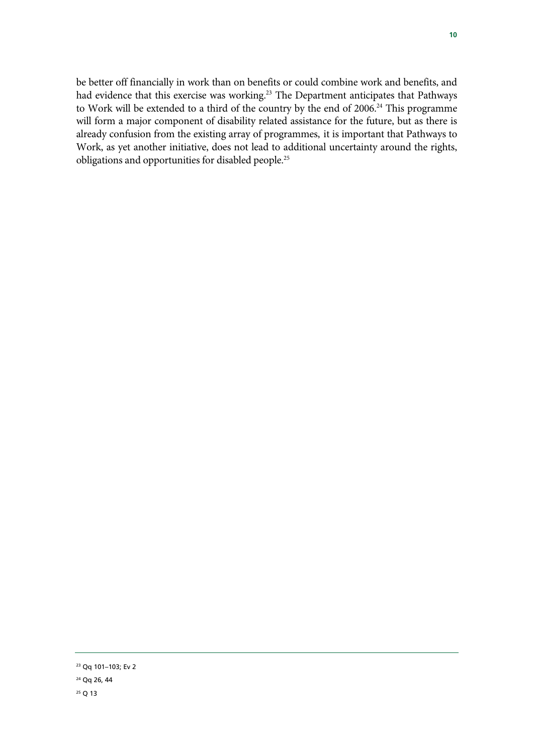be better off financially in work than on benefits or could combine work and benefits, and had evidence that this exercise was working.[23] The Department anticipates that Pathways to Work will be extended to a third of the country by the end of 2006.[24] This programme will form a major component of disability related assistance for the future, but as there is already confusion from the existing array of programmes, it is important that Pathways to Work, as yet another initiative, does not lead to additional uncertainty around the rights, obligations and opportunities for disabled people.[25]

---

[23] Qq 101–103; Ev 2

[24] Qq 26, 44

[25] Q 13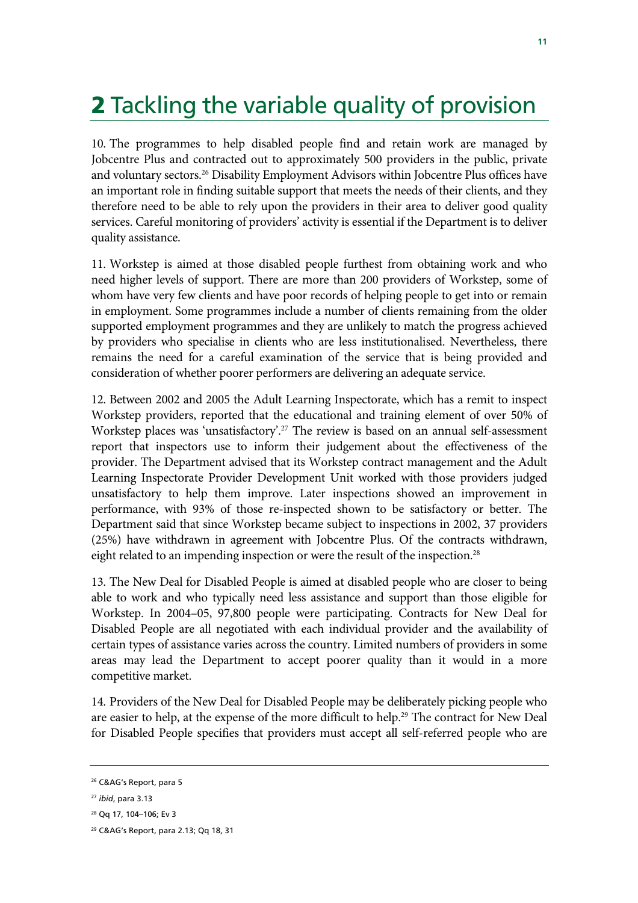# 2 Tackling the variable quality of provision

10. The programmes to help disabled people find and retain work are managed by Jobcentre Plus and contracted out to approximately 500 providers in the public, private and voluntary sectors.[26] Disability Employment Advisors within Jobcentre Plus offices have an important role in finding suitable support that meets the needs of their clients, and they therefore need to be able to rely upon the providers in their area to deliver good quality services. Careful monitoring of providers' activity is essential if the Department is to deliver quality assistance.

11. Workstep is aimed at those disabled people furthest from obtaining work and who need higher levels of support. There are more than 200 providers of Workstep, some of whom have very few clients and have poor records of helping people to get into or remain in employment. Some programmes include a number of clients remaining from the older supported employment programmes and they are unlikely to match the progress achieved by providers who specialise in clients who are less institutionalised. Nevertheless, there remains the need for a careful examination of the service that is being provided and consideration of whether poorer performers are delivering an adequate service.

12. Between 2002 and 2005 the Adult Learning Inspectorate, which has a remit to inspect Workstep providers, reported that the educational and training element of over 50% of Workstep places was 'unsatisfactory'.[27] The review is based on an annual self-assessment report that inspectors use to inform their judgement about the effectiveness of the provider. The Department advised that its Workstep contract management and the Adult Learning Inspectorate Provider Development Unit worked with those providers judged unsatisfactory to help them improve. Later inspections showed an improvement in performance, with 93% of those re-inspected shown to be satisfactory or better. The Department said that since Workstep became subject to inspections in 2002, 37 providers (25%) have withdrawn in agreement with Jobcentre Plus. Of the contracts withdrawn, eight related to an impending inspection or were the result of the inspection.[28]

13. The New Deal for Disabled People is aimed at disabled people who are closer to being able to work and who typically need less assistance and support than those eligible for Workstep. In 2004–05, 97,800 people were participating. Contracts for New Deal for Disabled People are all negotiated with each individual provider and the availability of certain types of assistance varies across the country. Limited numbers of providers in some areas may lead the Department to accept poorer quality than it would in a more competitive market.

14. Providers of the New Deal for Disabled People may be deliberately picking people who are easier to help, at the expense of the more difficult to help.[29] The contract for New Deal for Disabled People specifies that providers must accept all self-referred people who are

---

[26] C&AG's Report, para 5

[27] *ibid*, para 3.13

[28] Qq 17, 104–106; Ev 3

[29] C&AG's Report, para 2.13; Qq 18, 31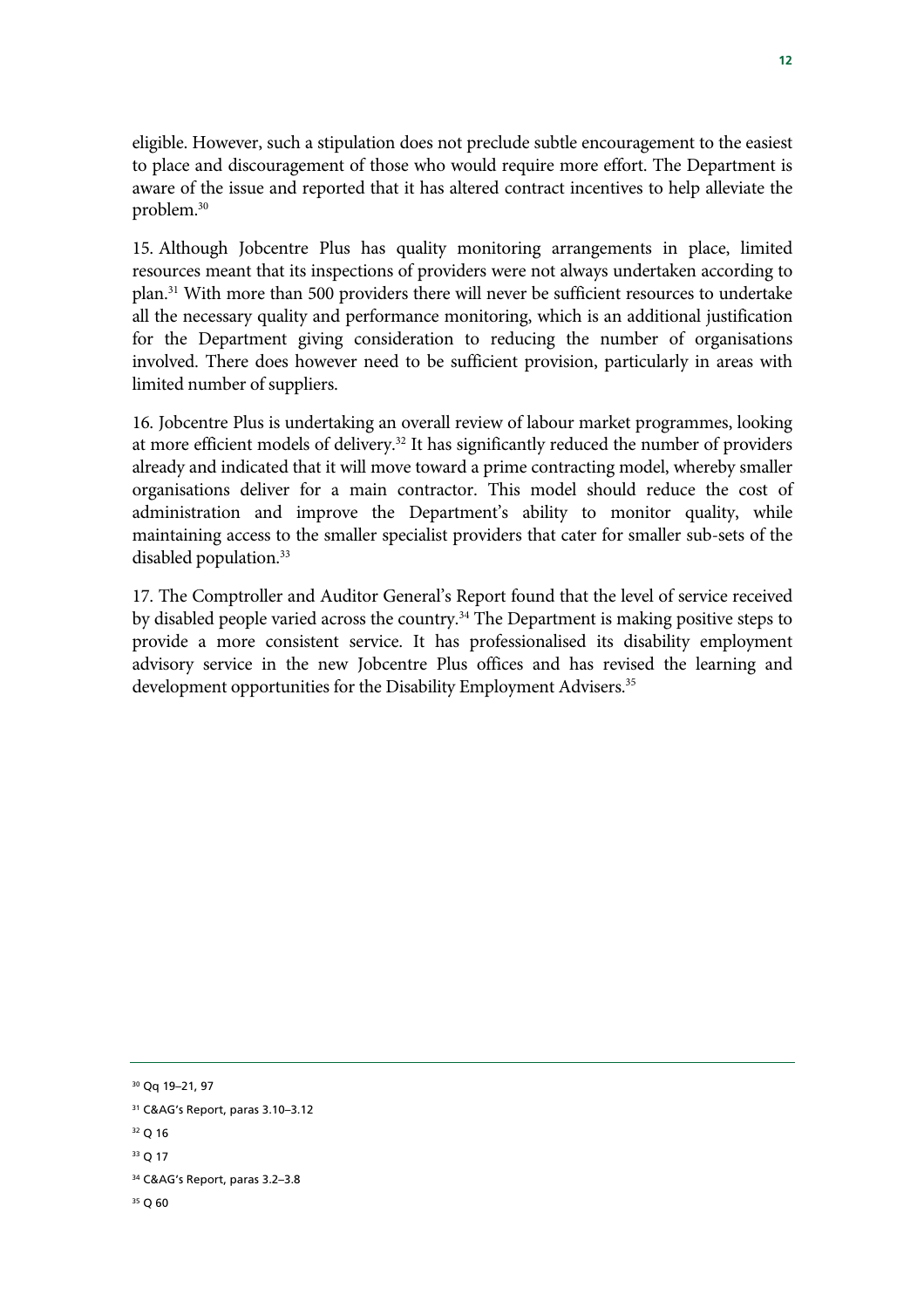eligible. However, such a stipulation does not preclude subtle encouragement to the easiest to place and discouragement of those who would require more effort. The Department is aware of the issue and reported that it has altered contract incentives to help alleviate the problem.[30]

15. Although Jobcentre Plus has quality monitoring arrangements in place, limited resources meant that its inspections of providers were not always undertaken according to plan.[31] With more than 500 providers there will never be sufficient resources to undertake all the necessary quality and performance monitoring, which is an additional justification for the Department giving consideration to reducing the number of organisations involved. There does however need to be sufficient provision, particularly in areas with limited number of suppliers.

16. Jobcentre Plus is undertaking an overall review of labour market programmes, looking at more efficient models of delivery.[32] It has significantly reduced the number of providers already and indicated that it will move toward a prime contracting model, whereby smaller organisations deliver for a main contractor. This model should reduce the cost of administration and improve the Department's ability to monitor quality, while maintaining access to the smaller specialist providers that cater for smaller sub-sets of the disabled population.[33]

17. The Comptroller and Auditor General's Report found that the level of service received by disabled people varied across the country.[34] The Department is making positive steps to provide a more consistent service. It has professionalised its disability employment advisory service in the new Jobcentre Plus offices and has revised the learning and development opportunities for the Disability Employment Advisers.[35]

---

[30] Qq 19–21, 97

[31] C&AG's Report, paras 3.10–3.12

[32] Q 16

[33] Q 17

[34] C&AG's Report, paras 3.2–3.8

[35] Q 60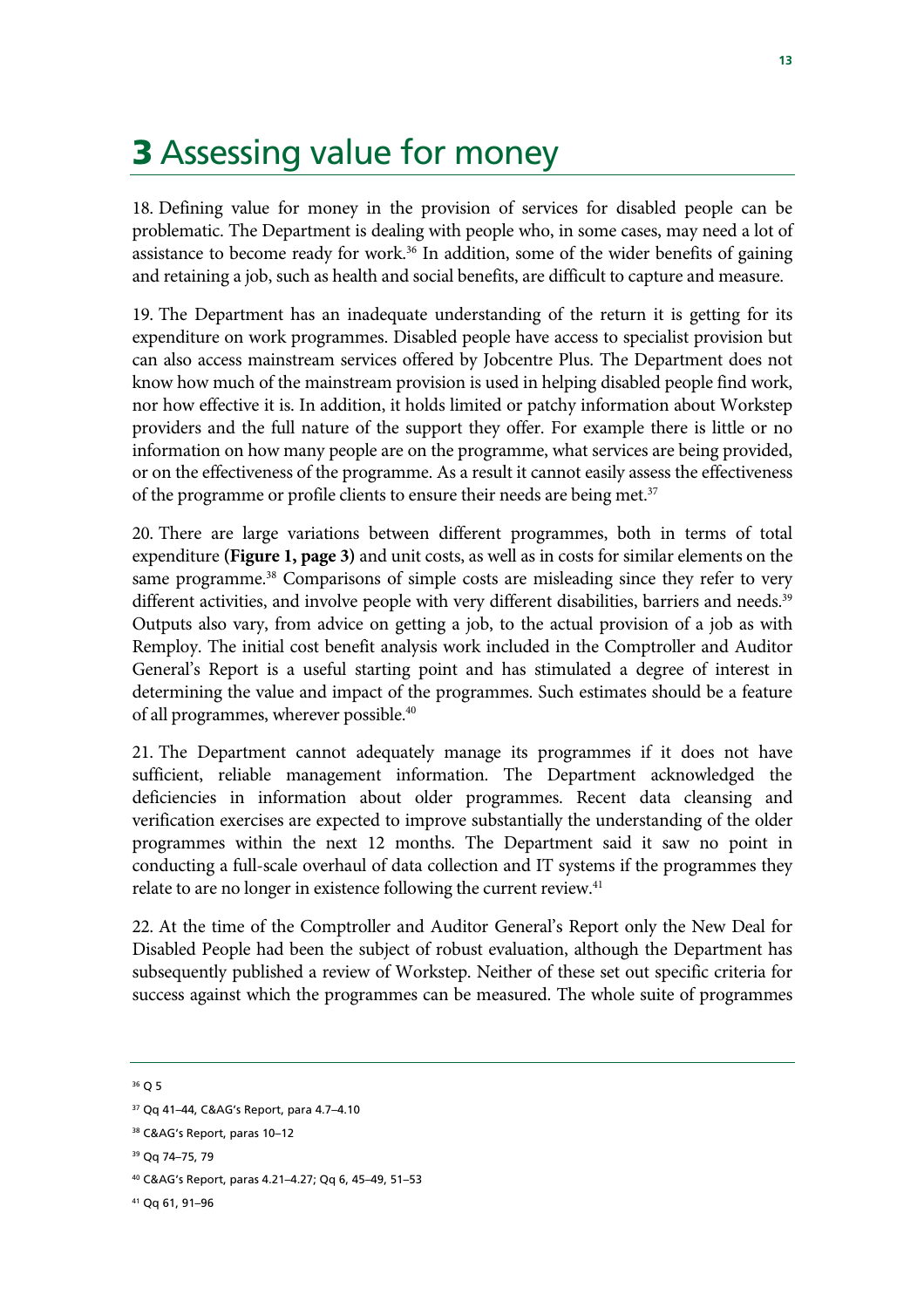# 3 Assessing value for money

18. Defining value for money in the provision of services for disabled people can be problematic. The Department is dealing with people who, in some cases, may need a lot of assistance to become ready for work.[36] In addition, some of the wider benefits of gaining and retaining a job, such as health and social benefits, are difficult to capture and measure.

19. The Department has an inadequate understanding of the return it is getting for its expenditure on work programmes. Disabled people have access to specialist provision but can also access mainstream services offered by Jobcentre Plus. The Department does not know how much of the mainstream provision is used in helping disabled people find work, nor how effective it is. In addition, it holds limited or patchy information about Workstep providers and the full nature of the support they offer. For example there is little or no information on how many people are on the programme, what services are being provided, or on the effectiveness of the programme. As a result it cannot easily assess the effectiveness of the programme or profile clients to ensure their needs are being met.[37]

20. There are large variations between different programmes, both in terms of total expenditure **(Figure 1, page 3)** and unit costs, as well as in costs for similar elements on the same programme.[38] Comparisons of simple costs are misleading since they refer to very different activities, and involve people with very different disabilities, barriers and needs.[39] Outputs also vary, from advice on getting a job, to the actual provision of a job as with Remploy. The initial cost benefit analysis work included in the Comptroller and Auditor General's Report is a useful starting point and has stimulated a degree of interest in determining the value and impact of the programmes. Such estimates should be a feature of all programmes, wherever possible.[40]

21. The Department cannot adequately manage its programmes if it does not have sufficient, reliable management information. The Department acknowledged the deficiencies in information about older programmes. Recent data cleansing and verification exercises are expected to improve substantially the understanding of the older programmes within the next 12 months. The Department said it saw no point in conducting a full-scale overhaul of data collection and IT systems if the programmes they relate to are no longer in existence following the current review.[41]

22. At the time of the Comptroller and Auditor General's Report only the New Deal for Disabled People had been the subject of robust evaluation, although the Department has subsequently published a review of Workstep. Neither of these set out specific criteria for success against which the programmes can be measured. The whole suite of programmes

---

[36] Q 5

[37] Qq 41–44, C&AG's Report, para 4.7–4.10

[38] C&AG's Report, paras 10–12

[39] Qq 74–75, 79

[40] C&AG's Report, paras 4.21–4.27; Qq 6, 45–49, 51–53

[41] Qq 61, 91–96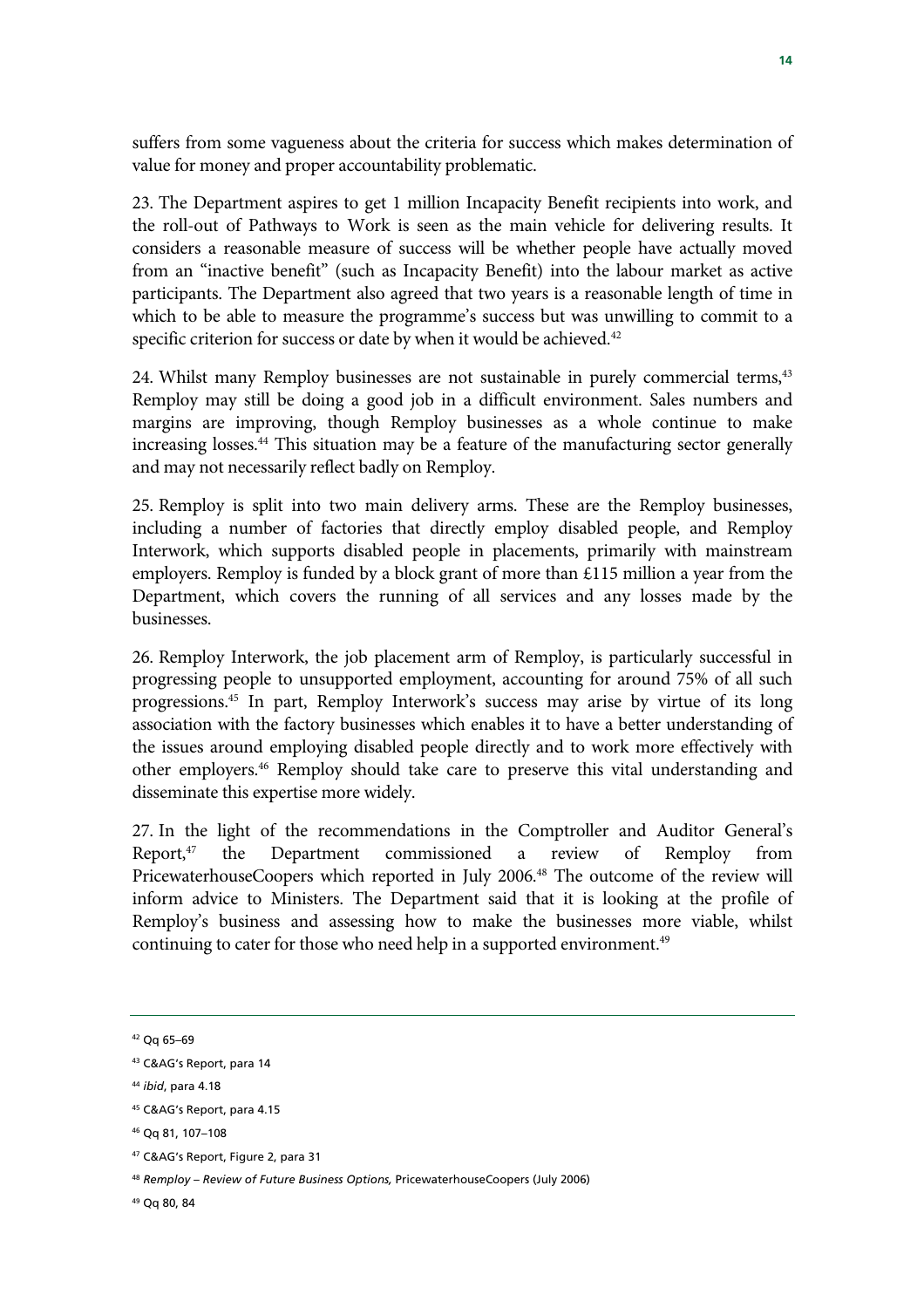suffers from some vagueness about the criteria for success which makes determination of value for money and proper accountability problematic.

23. The Department aspires to get 1 million Incapacity Benefit recipients into work, and the roll-out of Pathways to Work is seen as the main vehicle for delivering results. It considers a reasonable measure of success will be whether people have actually moved from an "inactive benefit" (such as Incapacity Benefit) into the labour market as active participants. The Department also agreed that two years is a reasonable length of time in which to be able to measure the programme's success but was unwilling to commit to a specific criterion for success or date by when it would be achieved.[42]

24. Whilst many Remploy businesses are not sustainable in purely commercial terms,[43] Remploy may still be doing a good job in a difficult environment. Sales numbers and margins are improving, though Remploy businesses as a whole continue to make increasing losses.[44] This situation may be a feature of the manufacturing sector generally and may not necessarily reflect badly on Remploy.

25. Remploy is split into two main delivery arms. These are the Remploy businesses, including a number of factories that directly employ disabled people, and Remploy Interwork, which supports disabled people in placements, primarily with mainstream employers. Remploy is funded by a block grant of more than £115 million a year from the Department, which covers the running of all services and any losses made by the businesses.

26. Remploy Interwork, the job placement arm of Remploy, is particularly successful in progressing people to unsupported employment, accounting for around 75% of all such progressions.[45] In part, Remploy Interwork's success may arise by virtue of its long association with the factory businesses which enables it to have a better understanding of the issues around employing disabled people directly and to work more effectively with other employers.[46] Remploy should take care to preserve this vital understanding and disseminate this expertise more widely.

27. In the light of the recommendations in the Comptroller and Auditor General's Report,[47] the Department commissioned a review of Remploy from PricewaterhouseCoopers which reported in July 2006.[48] The outcome of the review will inform advice to Ministers. The Department said that it is looking at the profile of Remploy's business and assessing how to make the businesses more viable, whilst continuing to cater for those who need help in a supported environment.[49]

---

[42] Qq 65–69

[43] C&AG's Report, para 14

[44] *ibid*, para 4.18

[45] C&AG's Report, para 4.15

[46] Qq 81, 107–108

[47] C&AG's Report, Figure 2, para 31

[48] *Remploy – Review of Future Business Options,* PricewaterhouseCoopers (July 2006)

[49] Qq 80, 84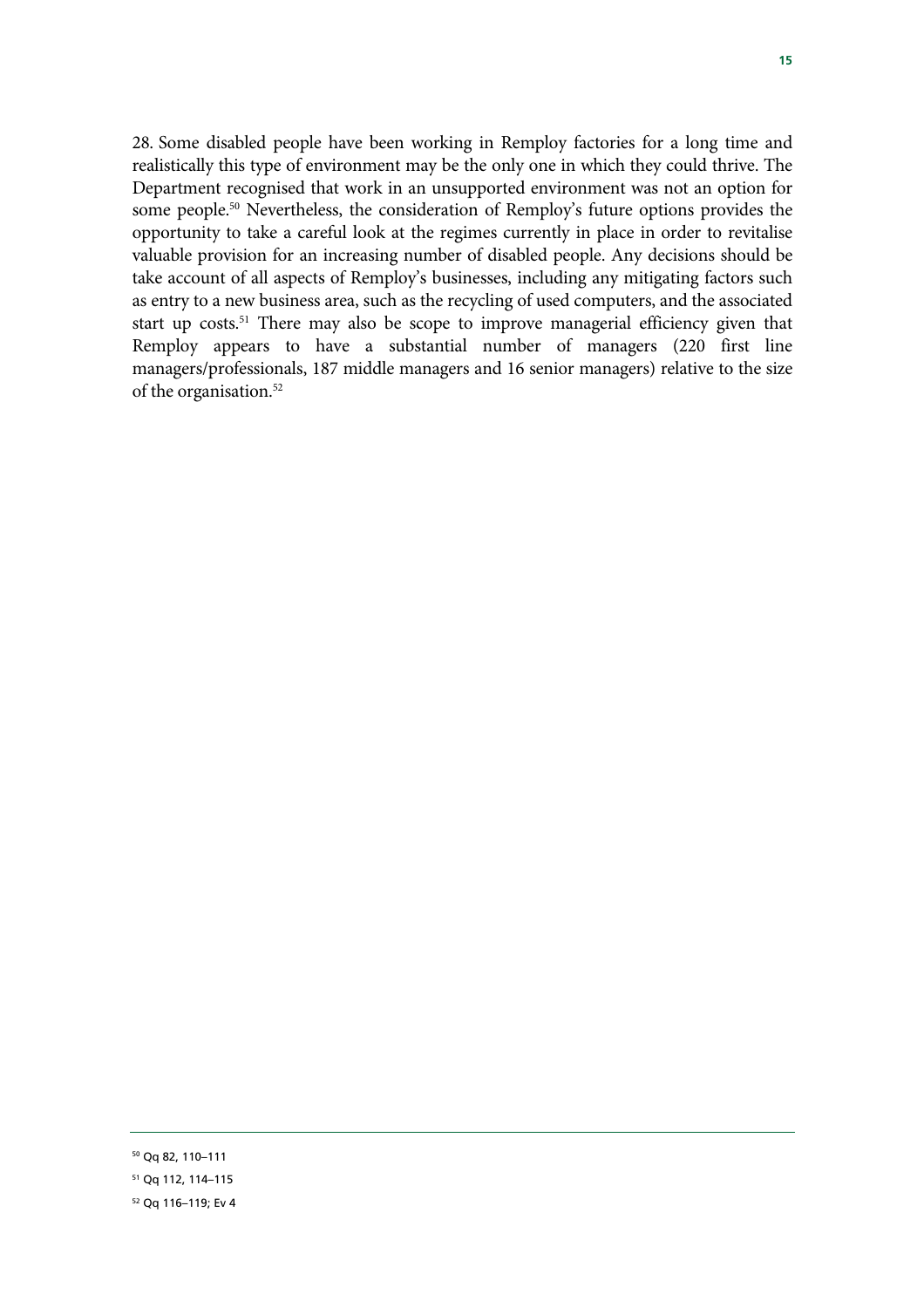28. Some disabled people have been working in Remploy factories for a long time and realistically this type of environment may be the only one in which they could thrive. The Department recognised that work in an unsupported environment was not an option for some people.[50] Nevertheless, the consideration of Remploy's future options provides the opportunity to take a careful look at the regimes currently in place in order to revitalise valuable provision for an increasing number of disabled people. Any decisions should be take account of all aspects of Remploy's businesses, including any mitigating factors such as entry to a new business area, such as the recycling of used computers, and the associated start up costs.[51] There may also be scope to improve managerial efficiency given that Remploy appears to have a substantial number of managers (220 first line managers/professionals, 187 middle managers and 16 senior managers) relative to the size of the organisation.[52]

---

[50] Qq 82, 110–111

[51] Qq 112, 114–115

[52] Qq 116–119; Ev 4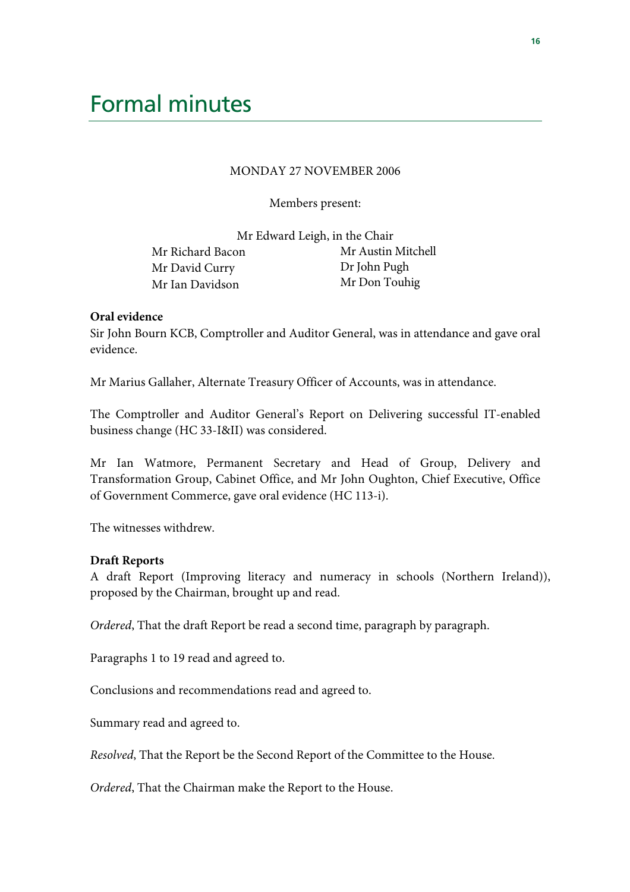# Formal minutes

MONDAY 27 NOVEMBER 2006

Members present:

Mr Edward Leigh, in the Chair

Mr Richard Bacon
Mr David Curry
Mr Ian Davidson
Mr Austin Mitchell
Dr John Pugh
Mr Don Touhig

**Oral evidence**

Sir John Bourn KCB, Comptroller and Auditor General, was in attendance and gave oral evidence.

Mr Marius Gallaher, Alternate Treasury Officer of Accounts, was in attendance.

The Comptroller and Auditor General's Report on Delivering successful IT-enabled business change (HC 33-I&II) was considered.

Mr Ian Watmore, Permanent Secretary and Head of Group, Delivery and Transformation Group, Cabinet Office, and Mr John Oughton, Chief Executive, Office of Government Commerce, gave oral evidence (HC 113-i).

The witnesses withdrew.

**Draft Reports**

A draft Report (Improving literacy and numeracy in schools (Northern Ireland)), proposed by the Chairman, brought up and read.

*Ordered*, That the draft Report be read a second time, paragraph by paragraph.

Paragraphs 1 to 19 read and agreed to.

Conclusions and recommendations read and agreed to.

Summary read and agreed to.

*Resolved*, That the Report be the Second Report of the Committee to the House.

*Ordered*, That the Chairman make the Report to the House.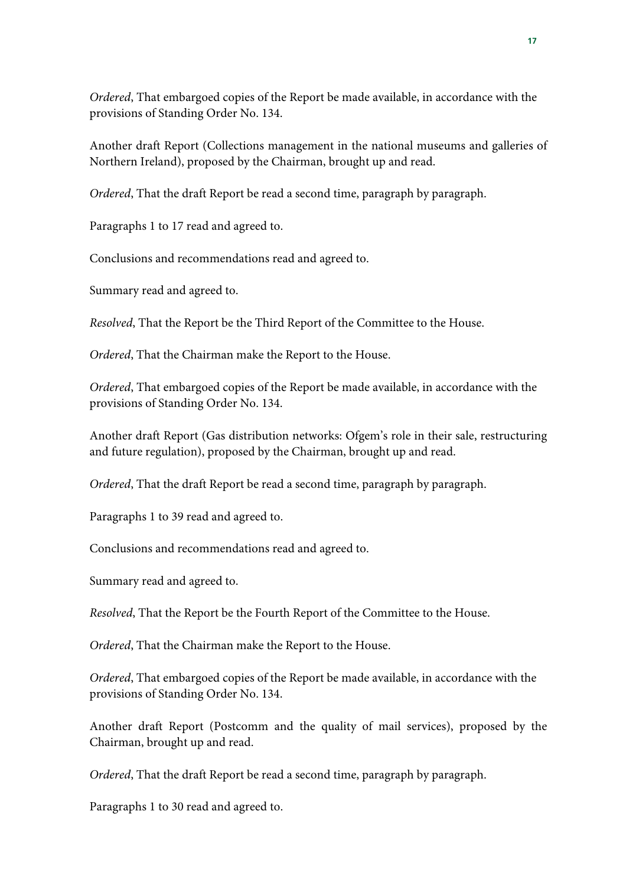*Ordered*, That embargoed copies of the Report be made available, in accordance with the provisions of Standing Order No. 134.

Another draft Report (Collections management in the national museums and galleries of Northern Ireland), proposed by the Chairman, brought up and read.

*Ordered*, That the draft Report be read a second time, paragraph by paragraph.

Paragraphs 1 to 17 read and agreed to.

Conclusions and recommendations read and agreed to.

Summary read and agreed to.

*Resolved*, That the Report be the Third Report of the Committee to the House.

*Ordered*, That the Chairman make the Report to the House.

*Ordered*, That embargoed copies of the Report be made available, in accordance with the provisions of Standing Order No. 134.

Another draft Report (Gas distribution networks: Ofgem's role in their sale, restructuring and future regulation), proposed by the Chairman, brought up and read.

*Ordered*, That the draft Report be read a second time, paragraph by paragraph.

Paragraphs 1 to 39 read and agreed to.

Conclusions and recommendations read and agreed to.

Summary read and agreed to.

*Resolved*, That the Report be the Fourth Report of the Committee to the House.

*Ordered*, That the Chairman make the Report to the House.

*Ordered*, That embargoed copies of the Report be made available, in accordance with the provisions of Standing Order No. 134.

Another draft Report (Postcomm and the quality of mail services), proposed by the Chairman, brought up and read.

*Ordered*, That the draft Report be read a second time, paragraph by paragraph.

Paragraphs 1 to 30 read and agreed to.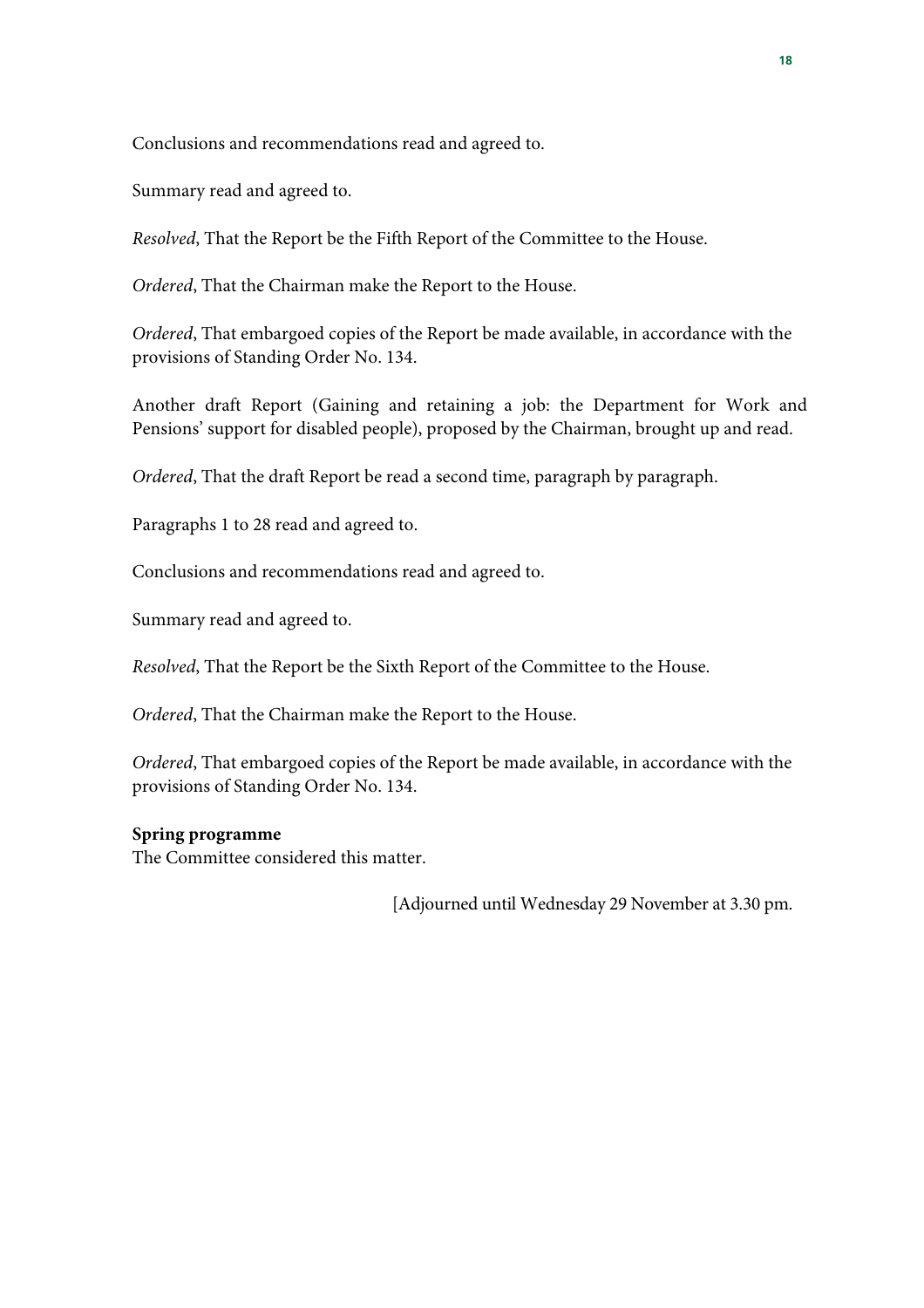Conclusions and recommendations read and agreed to.

Summary read and agreed to.

*Resolved*, That the Report be the Fifth Report of the Committee to the House.

*Ordered*, That the Chairman make the Report to the House.

*Ordered*, That embargoed copies of the Report be made available, in accordance with the provisions of Standing Order No. 134.

Another draft Report (Gaining and retaining a job: the Department for Work and Pensions' support for disabled people), proposed by the Chairman, brought up and read.

*Ordered*, That the draft Report be read a second time, paragraph by paragraph.

Paragraphs 1 to 28 read and agreed to.

Conclusions and recommendations read and agreed to.

Summary read and agreed to.

*Resolved*, That the Report be the Sixth Report of the Committee to the House.

*Ordered*, That the Chairman make the Report to the House.

*Ordered*, That embargoed copies of the Report be made available, in accordance with the provisions of Standing Order No. 134.

**Spring programme**
The Committee considered this matter.

[Adjourned until Wednesday 29 November at 3.30 pm.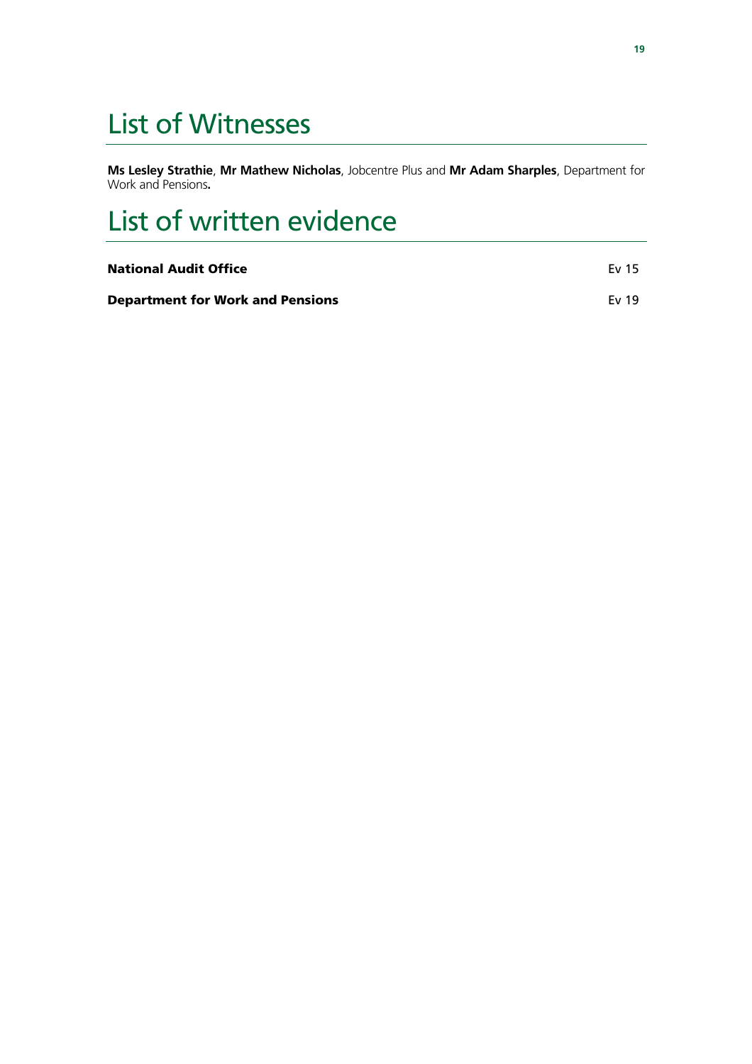# List of Witnesses

**Ms Lesley Strathie**, **Mr Mathew Nicholas**, Jobcentre Plus and **Mr Adam Sharples**, Department for Work and Pensions**.**

# List of written evidence

| | |
|---|---|
| **National Audit Office** | Ev 15 |
| **Department for Work and Pensions** | Ev 19 |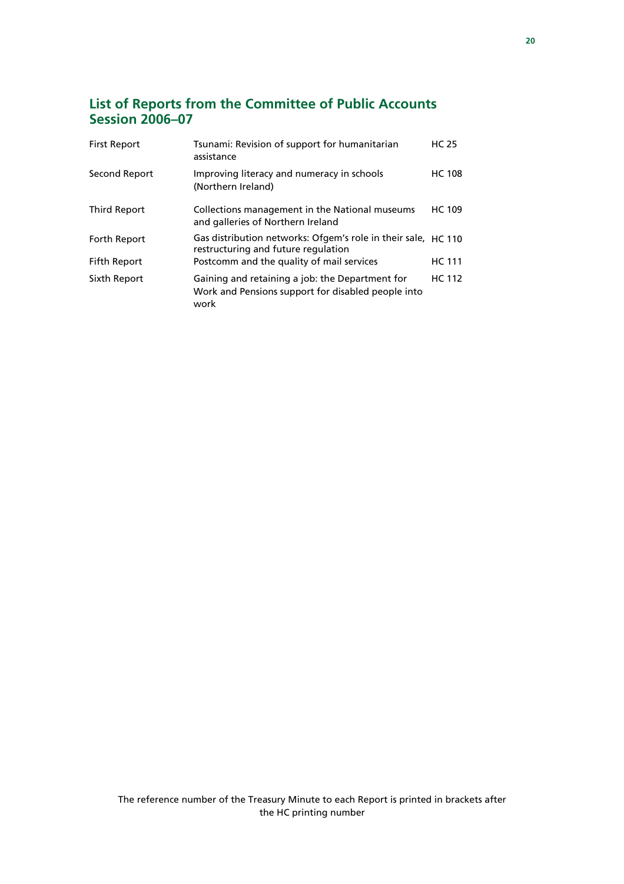## List of Reports from the Committee of Public Accounts Session 2006–07

| | | |
|---|---|---|
| First Report | Tsunami: Revision of support for humanitarian assistance | HC 25 |
| Second Report | Improving literacy and numeracy in schools (Northern Ireland) | HC 108 |
| Third Report | Collections management in the National museums and galleries of Northern Ireland | HC 109 |
| Forth Report | Gas distribution networks: Ofgem's role in their sale, restructuring and future regulation | HC 110 |
| Fifth Report | Postcomm and the quality of mail services | HC 111 |
| Sixth Report | Gaining and retaining a job: the Department for Work and Pensions support for disabled people into work | HC 112 |

The reference number of the Treasury Minute to each Report is printed in brackets after the HC printing number